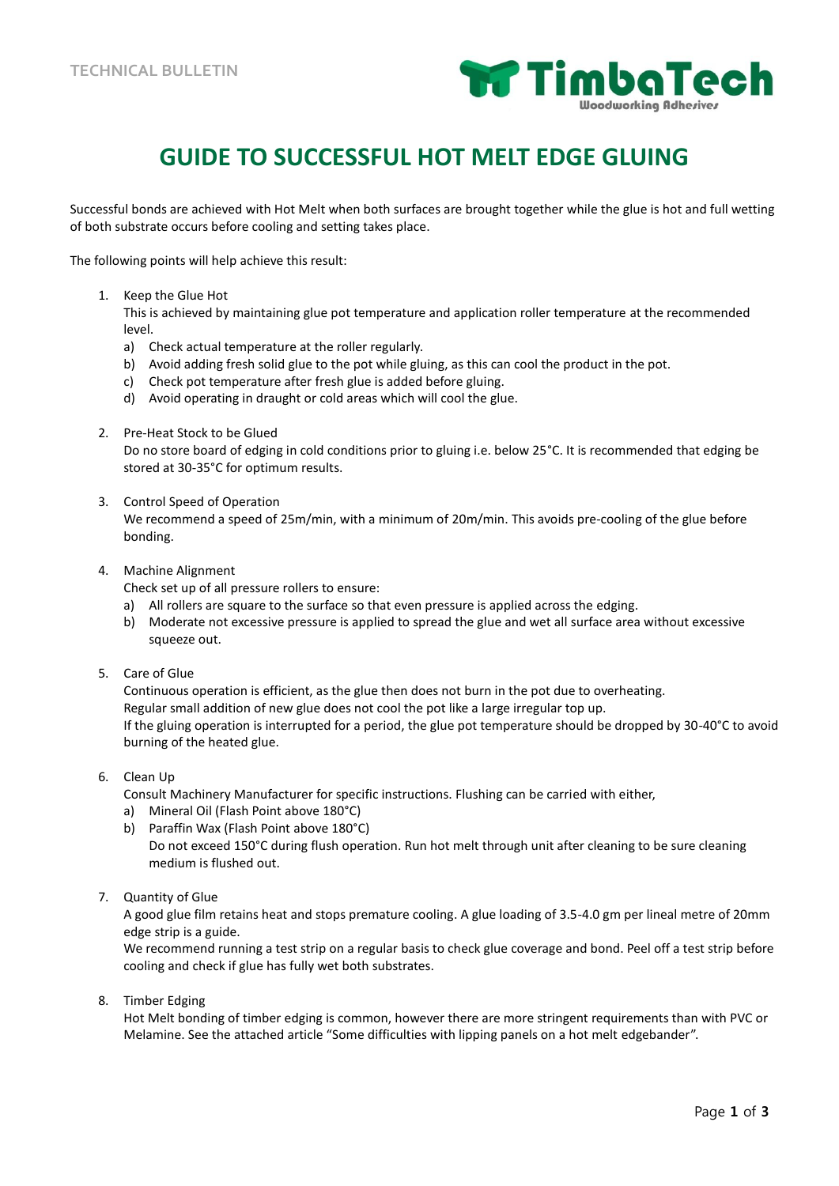TECHNICAL BULLETIN

**TimbaTech** Woodworking Adhesives

# GUIDE TO SUCCESSFUL HOT MELT EDGE GLUING

Successful bonds are achieved with Hot Melt when both surfaces are brought together while the glue is hot and full wetting of both substrate occurs before cooling and setting takes place.

The following points will help achieve this result:

1. Keep the Glue Hot
   This is achieved by maintaining glue pot temperature and application roller temperature at the recommended level.
   a) Check actual temperature at the roller regularly.
   b) Avoid adding fresh solid glue to the pot while gluing, as this can cool the product in the pot.
   c) Check pot temperature after fresh glue is added before gluing.
   d) Avoid operating in draught or cold areas which will cool the glue.

2. Pre-Heat Stock to be Glued
   Do no store board of edging in cold conditions prior to gluing i.e. below 25°C. It is recommended that edging be stored at 30-35°C for optimum results.

3. Control Speed of Operation
   We recommend a speed of 25m/min, with a minimum of 20m/min. This avoids pre-cooling of the glue before bonding.

4. Machine Alignment
   Check set up of all pressure rollers to ensure:
   a) All rollers are square to the surface so that even pressure is applied across the edging.
   b) Moderate not excessive pressure is applied to spread the glue and wet all surface area without excessive squeeze out.

5. Care of Glue
   Continuous operation is efficient, as the glue then does not burn in the pot due to overheating.
   Regular small addition of new glue does not cool the pot like a large irregular top up.
   If the gluing operation is interrupted for a period, the glue pot temperature should be dropped by 30-40°C to avoid burning of the heated glue.

6. Clean Up
   Consult Machinery Manufacturer for specific instructions. Flushing can be carried with either,
   a) Mineral Oil (Flash Point above 180°C)
   b) Paraffin Wax (Flash Point above 180°C)
      Do not exceed 150°C during flush operation. Run hot melt through unit after cleaning to be sure cleaning medium is flushed out.

7. Quantity of Glue
   A good glue film retains heat and stops premature cooling. A glue loading of 3.5-4.0 gm per lineal metre of 20mm edge strip is a guide.
   We recommend running a test strip on a regular basis to check glue coverage and bond. Peel off a test strip before cooling and check if glue has fully wet both substrates.

8. Timber Edging
   Hot Melt bonding of timber edging is common, however there are more stringent requirements than with PVC or Melamine. See the attached article "Some difficulties with lipping panels on a hot melt edgebander".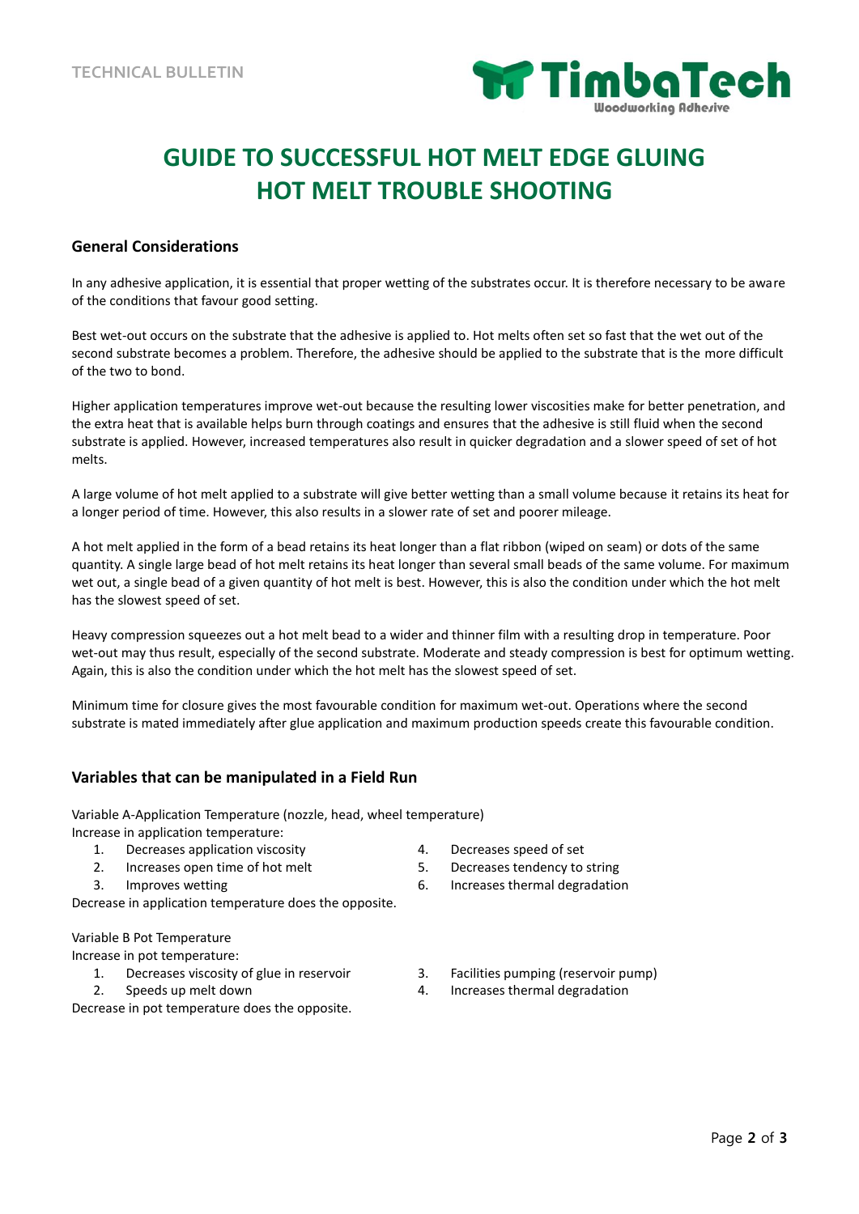# GUIDE TO SUCCESSFUL HOT MELT EDGE GLUING
# HOT MELT TROUBLE SHOOTING

## General Considerations

In any adhesive application, it is essential that proper wetting of the substrates occur. It is therefore necessary to be aware of the conditions that favour good setting.

Best wet-out occurs on the substrate that the adhesive is applied to. Hot melts often set so fast that the wet out of the second substrate becomes a problem. Therefore, the adhesive should be applied to the substrate that is the more difficult of the two to bond.

Higher application temperatures improve wet-out because the resulting lower viscosities make for better penetration, and the extra heat that is available helps burn through coatings and ensures that the adhesive is still fluid when the second substrate is applied. However, increased temperatures also result in quicker degradation and a slower speed of set of hot melts.

A large volume of hot melt applied to a substrate will give better wetting than a small volume because it retains its heat for a longer period of time. However, this also results in a slower rate of set and poorer mileage.

A hot melt applied in the form of a bead retains its heat longer than a flat ribbon (wiped on seam) or dots of the same quantity. A single large bead of hot melt retains its heat longer than several small beads of the same volume. For maximum wet out, a single bead of a given quantity of hot melt is best. However, this is also the condition under which the hot melt has the slowest speed of set.

Heavy compression squeezes out a hot melt bead to a wider and thinner film with a resulting drop in temperature. Poor wet-out may thus result, especially of the second substrate. Moderate and steady compression is best for optimum wetting. Again, this is also the condition under which the hot melt has the slowest speed of set.

Minimum time for closure gives the most favourable condition for maximum wet-out. Operations where the second substrate is mated immediately after glue application and maximum production speeds create this favourable condition.

## Variables that can be manipulated in a Field Run

Variable A-Application Temperature (nozzle, head, wheel temperature)
Increase in application temperature:

1. Decreases application viscosity
2. Increases open time of hot melt
3. Improves wetting
4. Decreases speed of set
5. Decreases tendency to string
6. Increases thermal degradation

Decrease in application temperature does the opposite.

Variable B Pot Temperature
Increase in pot temperature:

1. Decreases viscosity of glue in reservoir
2. Speeds up melt down
3. Facilities pumping (reservoir pump)
4. Increases thermal degradation

Decrease in pot temperature does the opposite.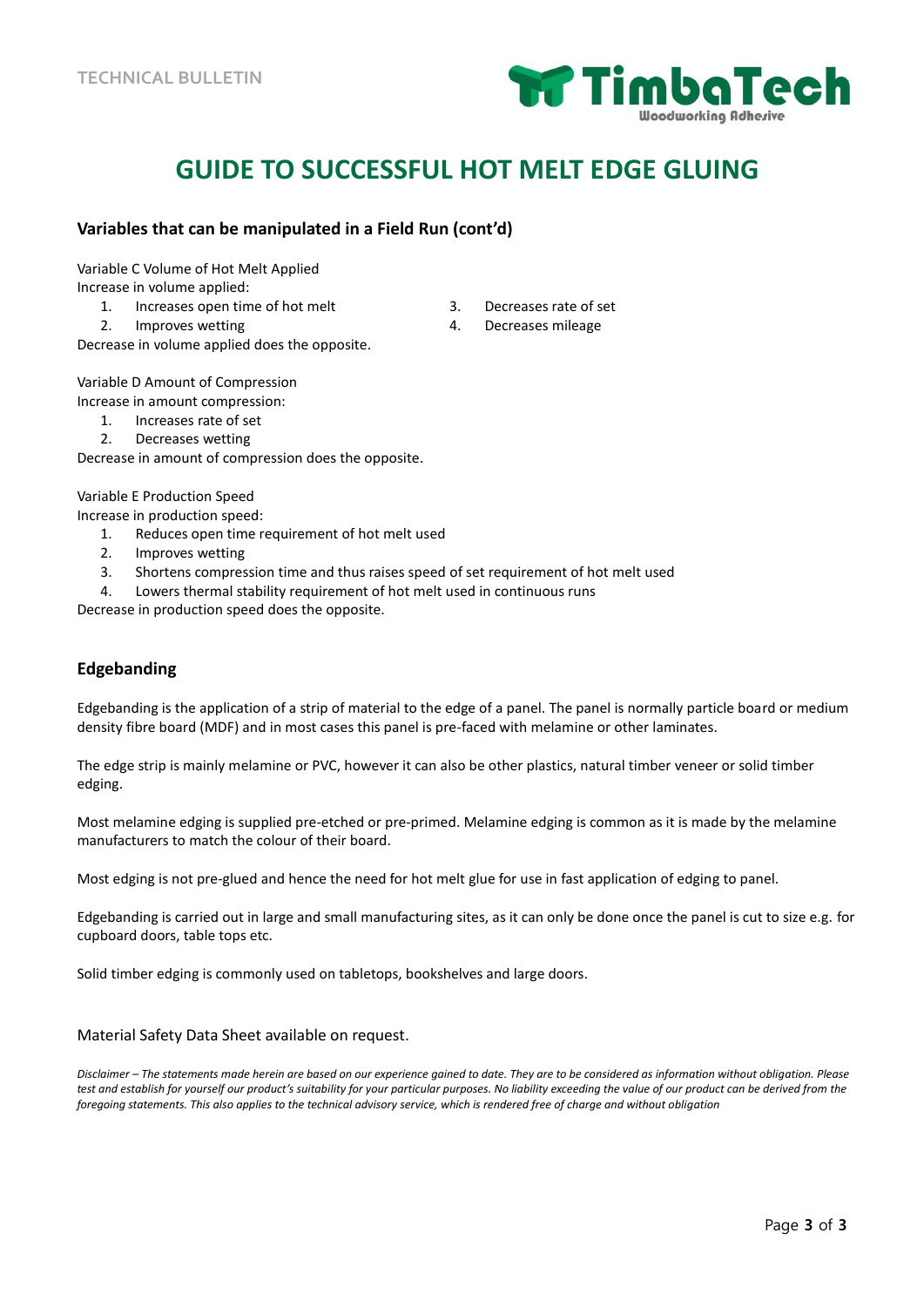# GUIDE TO SUCCESSFUL HOT MELT EDGE GLUING

## Variables that can be manipulated in a Field Run (cont'd)

Variable C Volume of Hot Melt Applied
Increase in volume applied:

1. Increases open time of hot melt
2. Improves wetting
3. Decreases rate of set
4. Decreases mileage

Decrease in volume applied does the opposite.

Variable D Amount of Compression
Increase in amount compression:

1. Increases rate of set
2. Decreases wetting

Decrease in amount of compression does the opposite.

Variable E Production Speed
Increase in production speed:

1. Reduces open time requirement of hot melt used
2. Improves wetting
3. Shortens compression time and thus raises speed of set requirement of hot melt used
4. Lowers thermal stability requirement of hot melt used in continuous runs

Decrease in production speed does the opposite.

## Edgebanding

Edgebanding is the application of a strip of material to the edge of a panel. The panel is normally particle board or medium density fibre board (MDF) and in most cases this panel is pre-faced with melamine or other laminates.

The edge strip is mainly melamine or PVC, however it can also be other plastics, natural timber veneer or solid timber edging.

Most melamine edging is supplied pre-etched or pre-primed. Melamine edging is common as it is made by the melamine manufacturers to match the colour of their board.

Most edging is not pre-glued and hence the need for hot melt glue for use in fast application of edging to panel.

Edgebanding is carried out in large and small manufacturing sites, as it can only be done once the panel is cut to size e.g. for cupboard doors, table tops etc.

Solid timber edging is commonly used on tabletops, bookshelves and large doors.

Material Safety Data Sheet available on request.

*Disclaimer – The statements made herein are based on our experience gained to date. They are to be considered as information without obligation. Please test and establish for yourself our product's suitability for your particular purposes. No liability exceeding the value of our product can be derived from the foregoing statements. This also applies to the technical advisory service, which is rendered free of charge and without obligation*